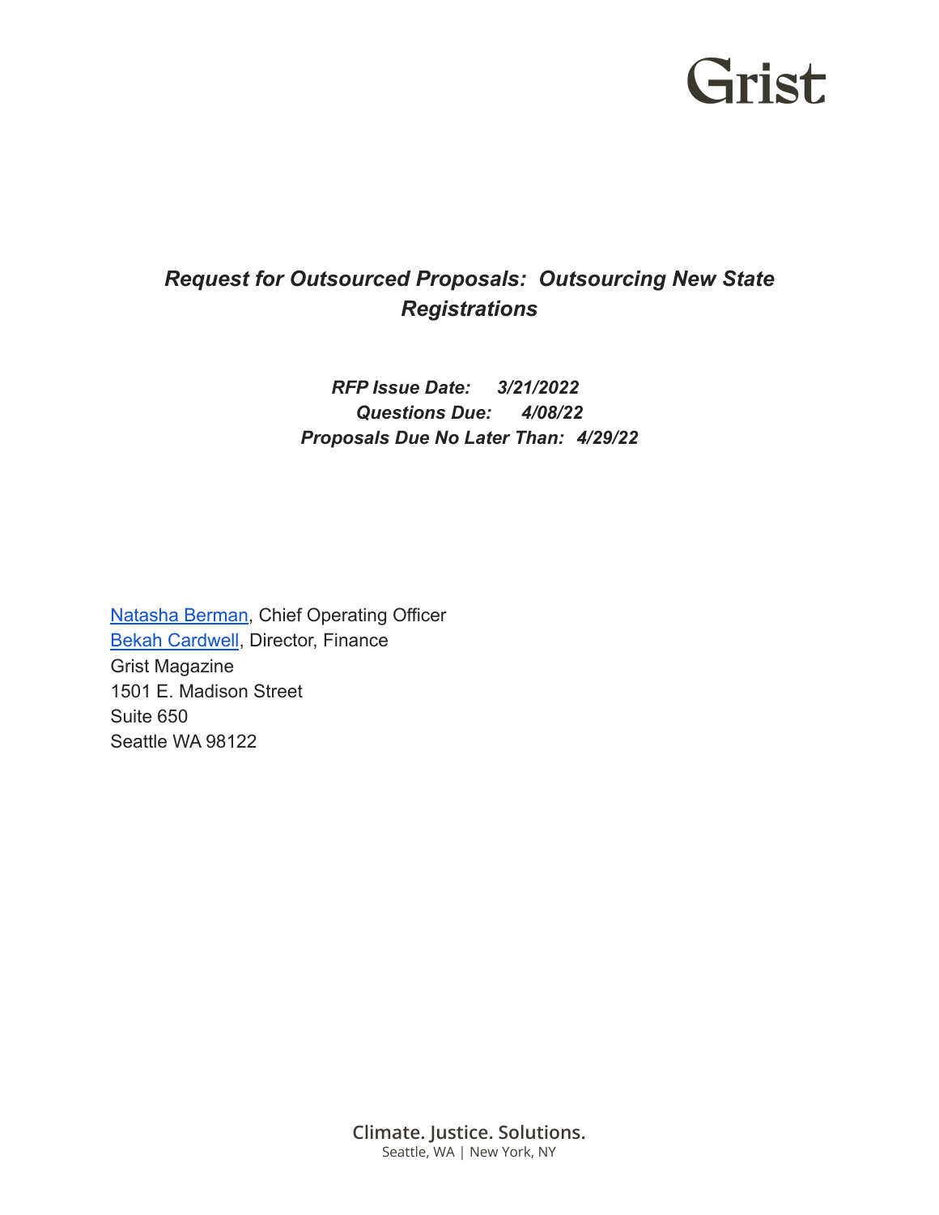Grist

# *Request for Outsourced Proposals: Outsourcing New State Registrations*

***RFP Issue Date: 3/21/2022***
***Questions Due: 4/08/22***
***Proposals Due No Later Than: 4/29/22***

Natasha Berman, Chief Operating Officer
Bekah Cardwell, Director, Finance
Grist Magazine
1501 E. Madison Street
Suite 650
Seattle WA 98122

Climate. Justice. Solutions.
Seattle, WA | New York, NY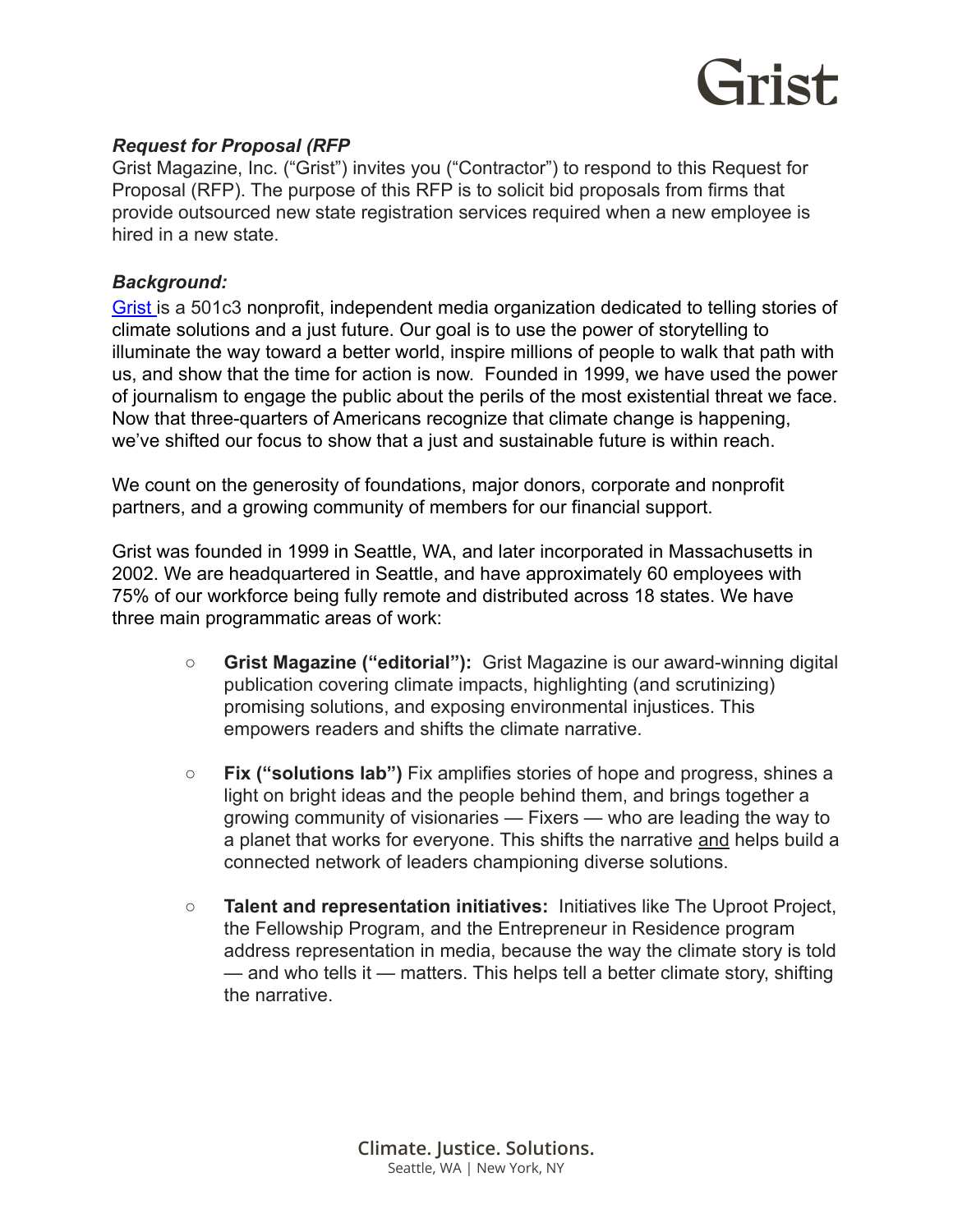### *Request for Proposal (RFP*

Grist Magazine, Inc. ("Grist") invites you ("Contractor") to respond to this Request for Proposal (RFP). The purpose of this RFP is to solicit bid proposals from firms that provide outsourced new state registration services required when a new employee is hired in a new state.

### *Background:*

Grist is a 501c3 nonprofit, independent media organization dedicated to telling stories of climate solutions and a just future. Our goal is to use the power of storytelling to illuminate the way toward a better world, inspire millions of people to walk that path with us, and show that the time for action is now. Founded in 1999, we have used the power of journalism to engage the public about the perils of the most existential threat we face. Now that three-quarters of Americans recognize that climate change is happening, we've shifted our focus to show that a just and sustainable future is within reach.

We count on the generosity of foundations, major donors, corporate and nonprofit partners, and a growing community of members for our financial support.

Grist was founded in 1999 in Seattle, WA, and later incorporated in Massachusetts in 2002. We are headquartered in Seattle, and have approximately 60 employees with 75% of our workforce being fully remote and distributed across 18 states. We have three main programmatic areas of work:

- **Grist Magazine ("editorial"):** Grist Magazine is our award-winning digital publication covering climate impacts, highlighting (and scrutinizing) promising solutions, and exposing environmental injustices. This empowers readers and shifts the climate narrative.
- **Fix ("solutions lab")** Fix amplifies stories of hope and progress, shines a light on bright ideas and the people behind them, and brings together a growing community of visionaries — Fixers — who are leading the way to a planet that works for everyone. This shifts the narrative and helps build a connected network of leaders championing diverse solutions.
- **Talent and representation initiatives:** Initiatives like The Uproot Project, the Fellowship Program, and the Entrepreneur in Residence program address representation in media, because the way the climate story is told — and who tells it — matters. This helps tell a better climate story, shifting the narrative.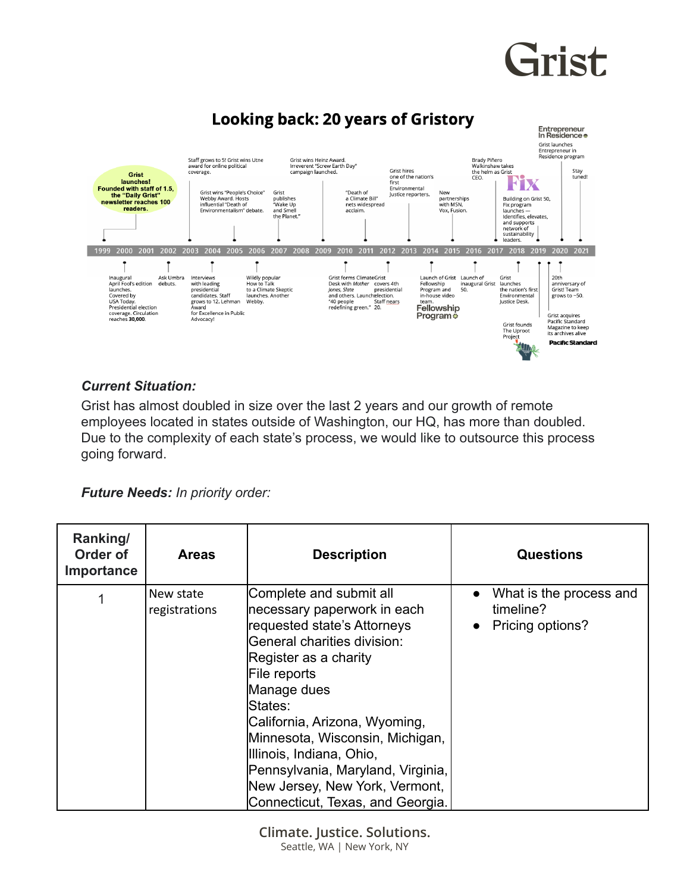Grist

## Looking back: 20 years of Gristory

1999: Grist launches! Founded with staff of 1.5, the "Daily Grist" newsletter reaches 100 readers.

2000: Inaugural April Fool's edition launches. Covered by USA Today. Presidential election coverage. Circulation reaches **30,000**.

2002: Ask Umbra debuts.

2003: Staff grows to 5! Grist wins Utne award for online political coverage.

2004: Interviews with leading presidential candidates. Staff grows to 12. Lehman Award for Excellence in Public Advocacy!

2005: Grist wins "People's Choice" Webby Award. Hosts influential "Death of Environmentalism" debate.

2006: Wildly popular How to Talk to a Climate Skeptic launches. Another Webby.

2007: Grist publishes "Wake Up and Smell the Planet."

2009: Grist wins Heinz Award. Irreverent "Screw Earth Day" campaign launched.

2010: Grist forms Climate Desk with Mother Jones, Slate and others. Launches "40 people redefining green."

2011: "Death of a Climate Bill" nets widespread acclaim.

2012: Grist covers 4th presidential election. Staff nears 20.

2013: Grist hires one of the nation's first Environmental Justice reporters.

2014: Launch of Grist Fellowship Program and in-house video team. Fellowship Program

2015: New partnerships with MSN, Vox, Fusion.

2016: Launch of inaugural Grist 50.

2017: Brady Piñero Walkinshaw takes the helm as Grist CEO.

2018: Fix. Building on Grist 50, Fix program launches — identifies, elevates, and supports network of sustainability leaders. Grist launches the nation's first Environmental Justice Desk.

2019: Grist founds The Uproot Project. Grist acquires Pacific Standard Magazine to keep its archives alive. Pacific Standard

2020: Entrepreneur In Residence. Grist launches Entrepreneur in Residence program. 20th anniversary of Grist! Team grows to ~50.

2021: Stay tuned!

***Current Situation:***

Grist has almost doubled in size over the last 2 years and our growth of remote employees located in states outside of Washington, our HQ, has more than doubled. Due to the complexity of each state's process, we would like to outsource this process going forward.

***Future Needs:*** *In priority order:*

| Ranking/ Order of Importance | Areas | Description | Questions |
|---|---|---|---|
| 1 | New state registrations | Complete and submit all necessary paperwork in each requested state's Attorneys General charities division:<br>Register as a charity<br>File reports<br>Manage dues<br>States:<br>California, Arizona, Wyoming, Minnesota, Wisconsin, Michigan, Illinois, Indiana, Ohio, Pennsylvania, Maryland, Virginia, New Jersey, New York, Vermont, Connecticut, Texas, and Georgia. | • What is the process and timeline?<br>• Pricing options? |

Climate. Justice. Solutions.
Seattle, WA | New York, NY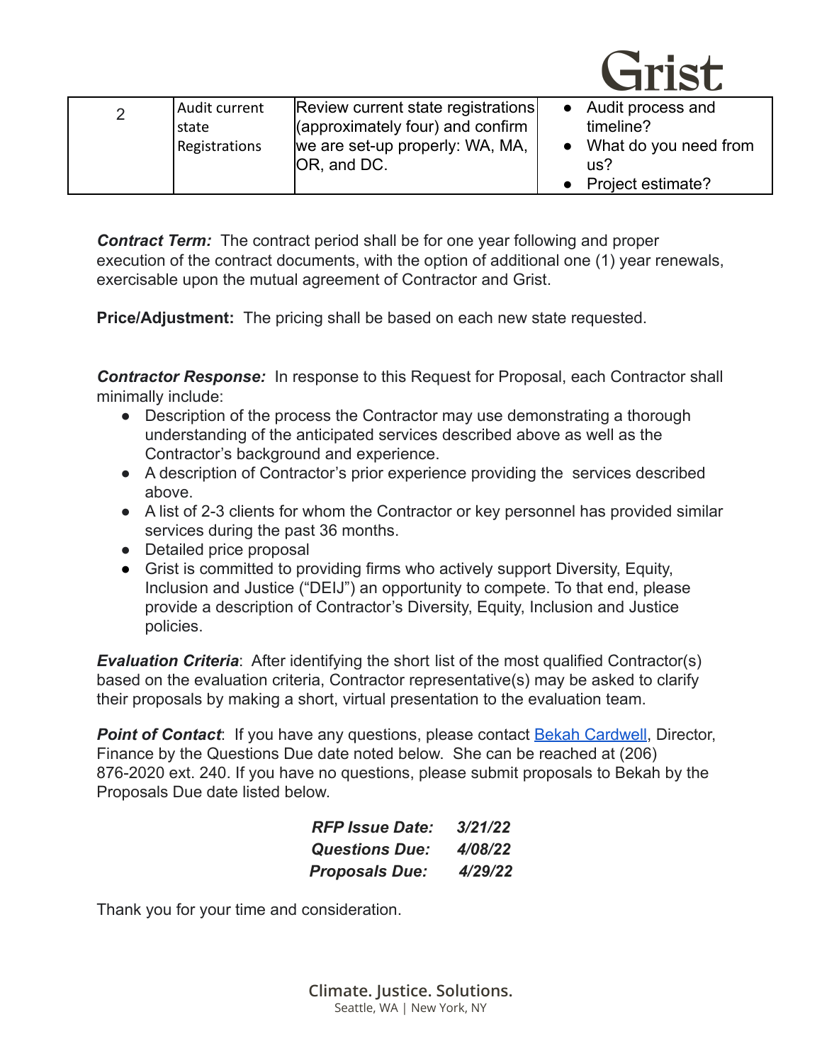| | | | |
|---|---|---|---|
| 2 | Audit current state Registrations | Review current state registrations (approximately four) and confirm we are set-up properly: WA, MA, OR, and DC. | • Audit process and timeline?<br>• What do you need from us?<br>• Project estimate? |

***Contract Term:*** The contract period shall be for one year following and proper execution of the contract documents, with the option of additional one (1) year renewals, exercisable upon the mutual agreement of Contractor and Grist.

**Price/Adjustment:** The pricing shall be based on each new state requested.

***Contractor Response:*** In response to this Request for Proposal, each Contractor shall minimally include:

- Description of the process the Contractor may use demonstrating a thorough understanding of the anticipated services described above as well as the Contractor's background and experience.
- A description of Contractor's prior experience providing the services described above.
- A list of 2-3 clients for whom the Contractor or key personnel has provided similar services during the past 36 months.
- Detailed price proposal
- Grist is committed to providing firms who actively support Diversity, Equity, Inclusion and Justice ("DEIJ") an opportunity to compete. To that end, please provide a description of Contractor's Diversity, Equity, Inclusion and Justice policies.

***Evaluation Criteria***: After identifying the short list of the most qualified Contractor(s) based on the evaluation criteria, Contractor representative(s) may be asked to clarify their proposals by making a short, virtual presentation to the evaluation team.

***Point of Contact***: If you have any questions, please contact Bekah Cardwell, Director, Finance by the Questions Due date noted below. She can be reached at (206) 876-2020 ext. 240. If you have no questions, please submit proposals to Bekah by the Proposals Due date listed below.

***RFP Issue Date:*** ***3/21/22***
***Questions Due:*** ***4/08/22***
***Proposals Due:*** ***4/29/22***

Thank you for your time and consideration.

Climate. Justice. Solutions.
Seattle, WA | New York, NY